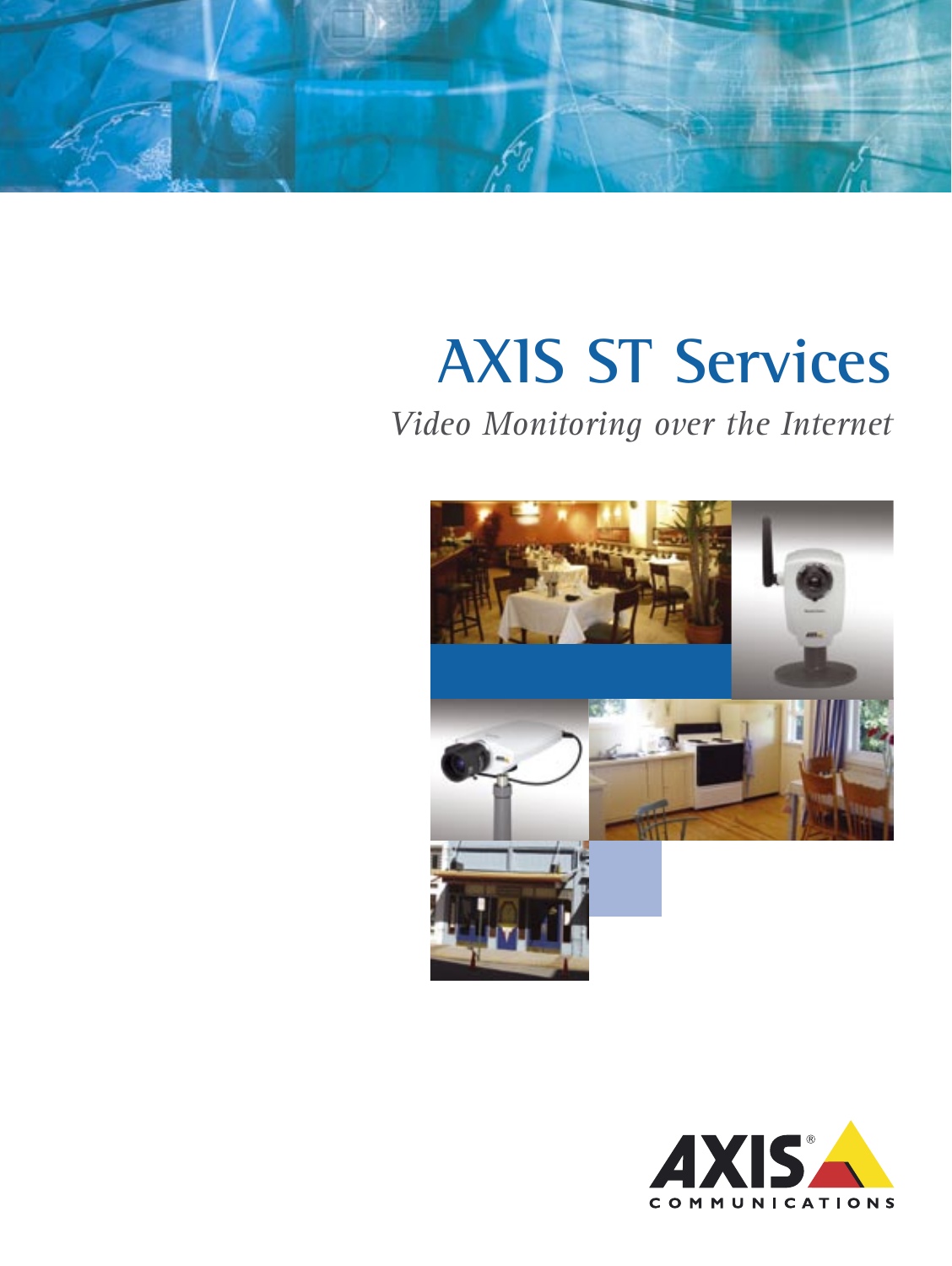# AXIS ST Services

*Video Monitoring over the Internet*

AXIS COMMUNICATIONS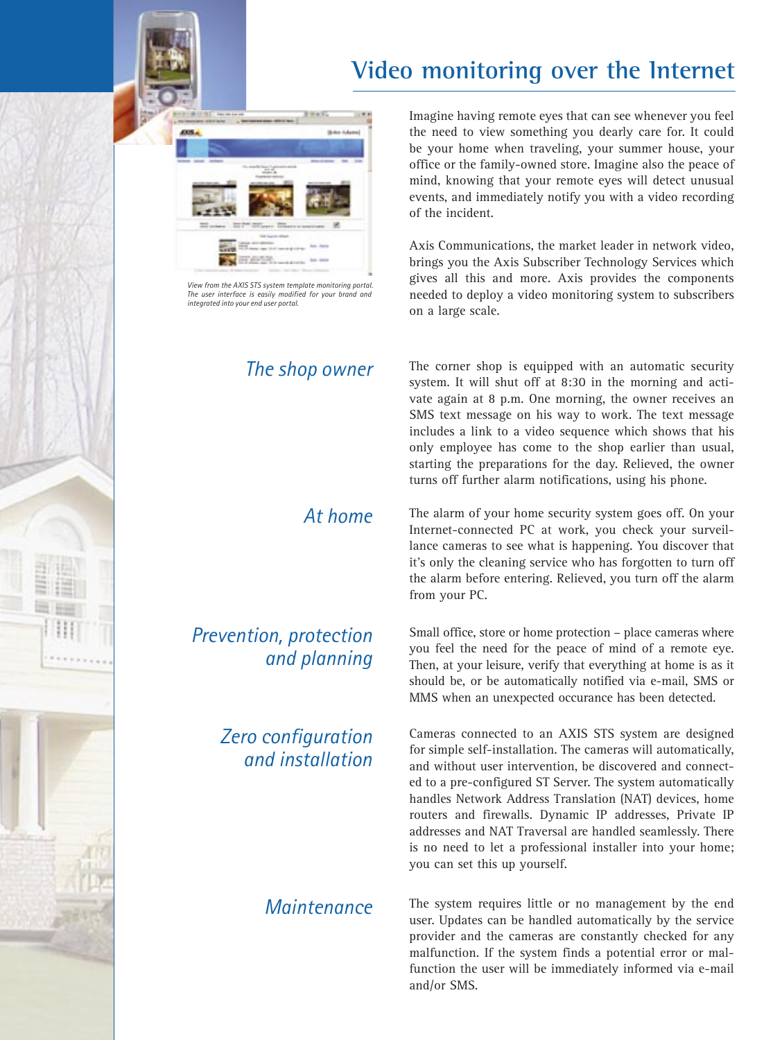# Video monitoring over the Internet

*View from the AXIS STS system template monitoring portal. The user interface is easily modified for your brand and integrated into your end user portal.*

Imagine having remote eyes that can see whenever you feel the need to view something you dearly care for. It could be your home when traveling, your summer house, your office or the family-owned store. Imagine also the peace of mind, knowing that your remote eyes will detect unusual events, and immediately notify you with a video recording of the incident.

Axis Communications, the market leader in network video, brings you the Axis Subscriber Technology Services which gives all this and more. Axis provides the components needed to deploy a video monitoring system to subscribers on a large scale.

## *The shop owner*

The corner shop is equipped with an automatic security system. It will shut off at 8:30 in the morning and activate again at 8 p.m. One morning, the owner receives an SMS text message on his way to work. The text message includes a link to a video sequence which shows that his only employee has come to the shop earlier than usual, starting the preparations for the day. Relieved, the owner turns off further alarm notifications, using his phone.

## *At home*

The alarm of your home security system goes off. On your Internet-connected PC at work, you check your surveillance cameras to see what is happening. You discover that it's only the cleaning service who has forgotten to turn off the alarm before entering. Relieved, you turn off the alarm from your PC.

## *Prevention, protection and planning*

Small office, store or home protection – place cameras where you feel the need for the peace of mind of a remote eye. Then, at your leisure, verify that everything at home is as it should be, or be automatically notified via e-mail, SMS or MMS when an unexpected occurance has been detected.

## *Zero configuration and installation*

Cameras connected to an AXIS STS system are designed for simple self-installation. The cameras will automatically, and without user intervention, be discovered and connected to a pre-configured ST Server. The system automatically handles Network Address Translation (NAT) devices, home routers and firewalls. Dynamic IP addresses, Private IP addresses and NAT Traversal are handled seamlessly. There is no need to let a professional installer into your home; you can set this up yourself.

## *Maintenance*

The system requires little or no management by the end user. Updates can be handled automatically by the service provider and the cameras are constantly checked for any malfunction. If the system finds a potential error or malfunction the user will be immediately informed via e-mail and/or SMS.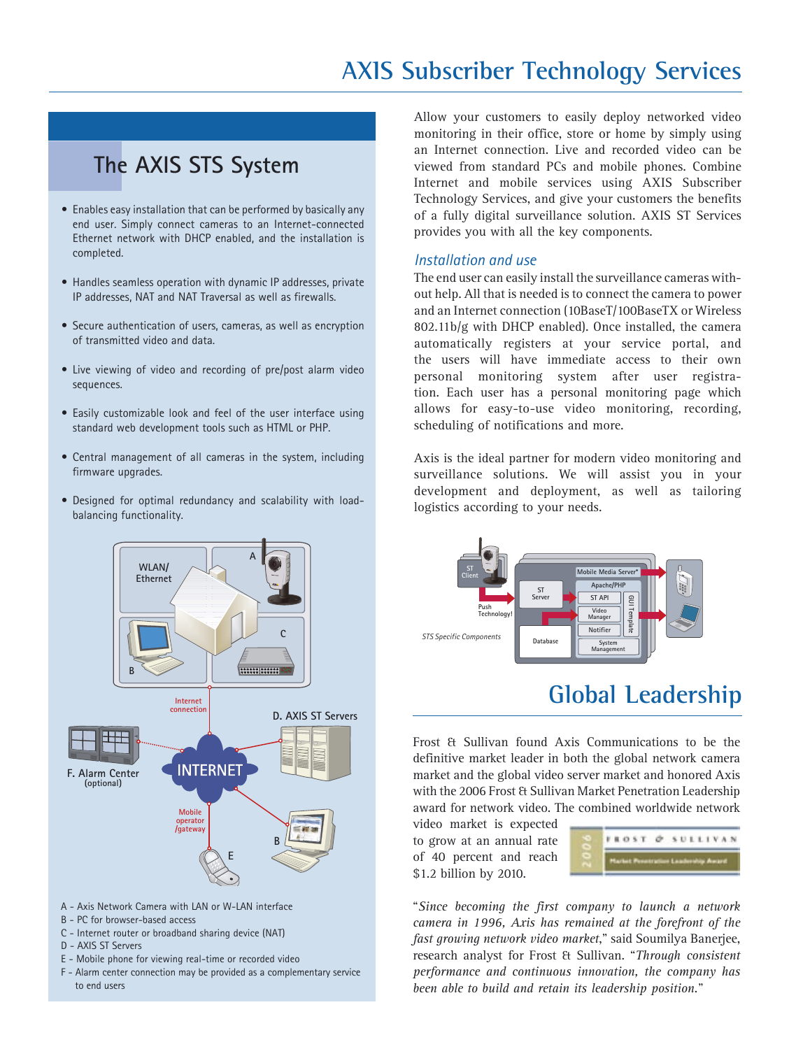# AXIS Subscriber Technology Services

## The AXIS STS System

- Enables easy installation that can be performed by basically any end user. Simply connect cameras to an Internet-connected Ethernet network with DHCP enabled, and the installation is completed.
- Handles seamless operation with dynamic IP addresses, private IP addresses, NAT and NAT Traversal as well as firewalls.
- Secure authentication of users, cameras, as well as encryption of transmitted video and data.
- Live viewing of video and recording of pre/post alarm video sequences.
- Easily customizable look and feel of the user interface using standard web development tools such as HTML or PHP.
- Central management of all cameras in the system, including firmware upgrades.
- Designed for optimal redundancy and scalability with load-balancing functionality.

A - Axis Network Camera with LAN or W-LAN interface
B - PC for browser-based access
C - Internet router or broadband sharing device (NAT)
D - AXIS ST Servers
E - Mobile phone for viewing real-time or recorded video
F - Alarm center connection may be provided as a complementary service to end users

Allow your customers to easily deploy networked video monitoring in their office, store or home by simply using an Internet connection. Live and recorded video can be viewed from standard PCs and mobile phones. Combine Internet and mobile services using AXIS Subscriber Technology Services, and give your customers the benefits of a fully digital surveillance solution. AXIS ST Services provides you with all the key components.

### *Installation and use*

The end user can easily install the surveillance cameras without help. All that is needed is to connect the camera to power and an Internet connection (10BaseT/100BaseTX or Wireless 802.11b/g with DHCP enabled). Once installed, the camera automatically registers at your service portal, and the users will have immediate access to their own personal monitoring system after user registration. Each user has a personal monitoring page which allows for easy-to-use video monitoring, recording, scheduling of notifications and more.

Axis is the ideal partner for modern video monitoring and surveillance solutions. We will assist you in your development and deployment, as well as tailoring logistics according to your needs.

*STS Specific Components*

## Global Leadership

Frost & Sullivan found Axis Communications to be the definitive market leader in both the global network camera market and the global video server market and honored Axis with the 2006 Frost & Sullivan Market Penetration Leadership award for network video. The combined worldwide network video market is expected to grow at an annual rate of 40 percent and reach $1.2 billion by 2010.

"*Since becoming the first company to launch a network camera in 1996, Axis has remained at the forefront of the fast growing network video market*," said Soumilya Banerjee, research analyst for Frost & Sullivan. "*Through consistent performance and continuous innovation, the company has been able to build and retain its leadership position.*"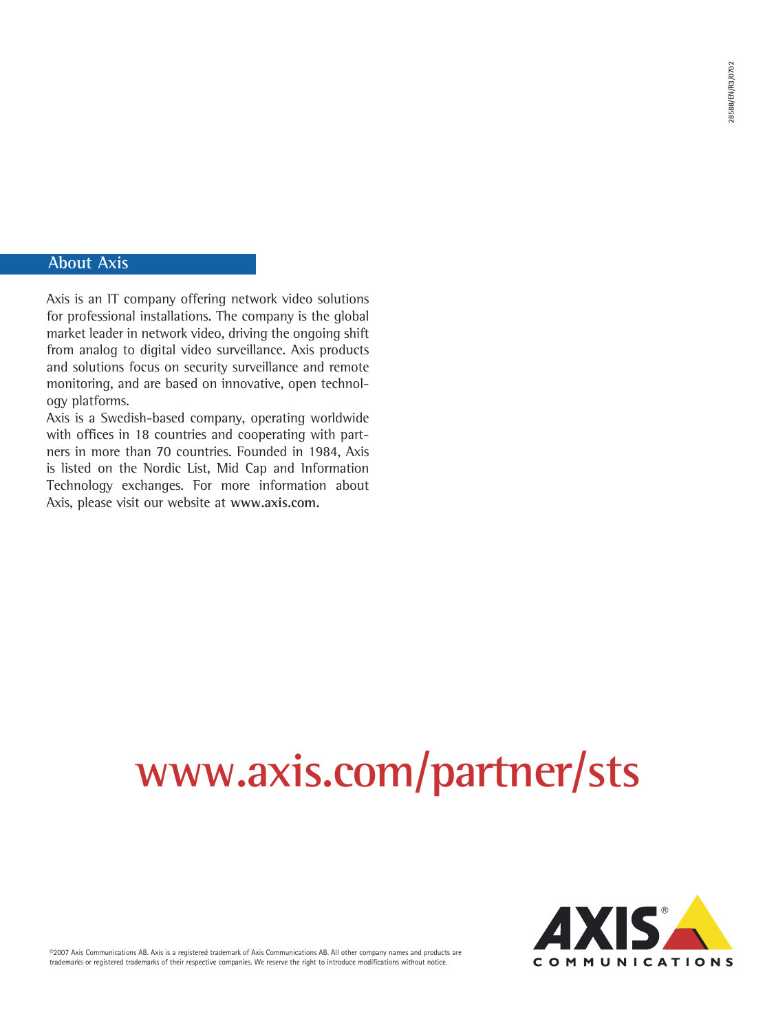28588/EN/R3/0702

## About Axis

Axis is an IT company offering network video solutions for professional installations. The company is the global market leader in network video, driving the ongoing shift from analog to digital video surveillance. Axis products and solutions focus on security surveillance and remote monitoring, and are based on innovative, open technology platforms.

Axis is a Swedish-based company, operating worldwide with offices in 18 countries and cooperating with partners in more than 70 countries. Founded in 1984, Axis is listed on the Nordic List, Mid Cap and Information Technology exchanges. For more information about Axis, please visit our website at **www.axis.com.**

# www.axis.com/partner/sts

©2007 Axis Communications AB. Axis is a registered trademark of Axis Communications AB. All other company names and products are trademarks or registered trademarks of their respective companies. We reserve the right to introduce modifications without notice.

AXIS® COMMUNICATIONS